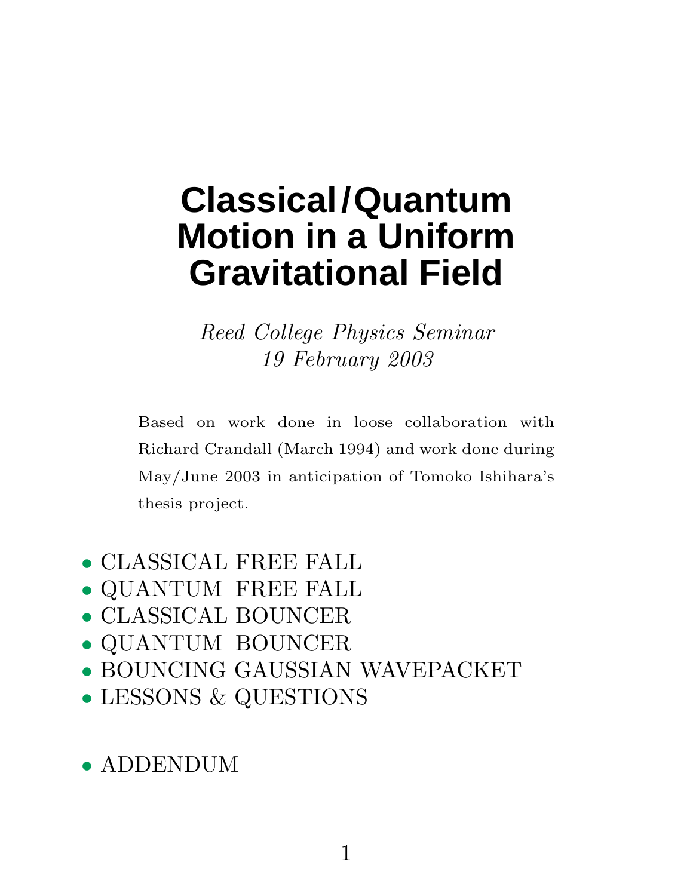# Classical/Quantum Motion in a Uniform Gravitational Field

*Reed College Physics Seminar*
*19 February 2003*

Based on work done in loose collaboration with Richard Crandall (March 1994) and work done during May/June 2003 in anticipation of Tomoko Ishihara's thesis project.

- CLASSICAL FREE FALL
- QUANTUM FREE FALL
- CLASSICAL BOUNCER
- QUANTUM BOUNCER
- BOUNCING GAUSSIAN WAVEPACKET
- LESSONS & QUESTIONS

- ADDENDUM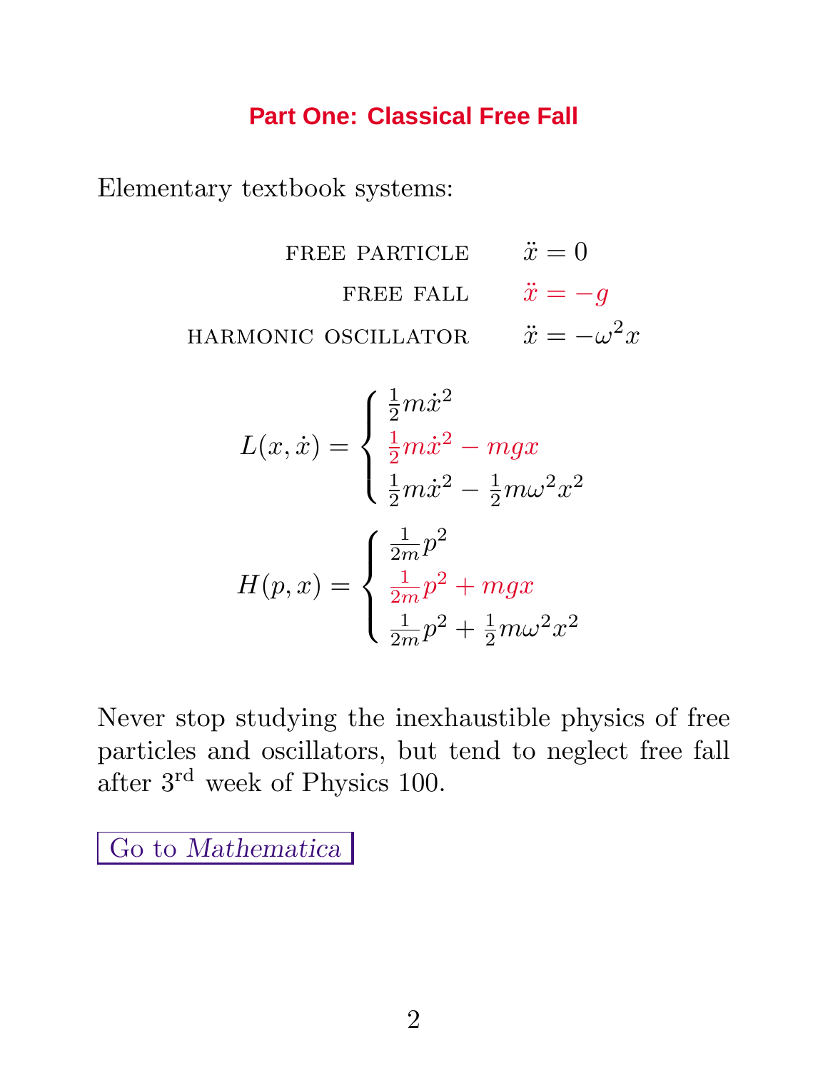## Part One: Classical Free Fall

Elementary textbook systems:

$$
\begin{aligned}
\text{FREE PARTICLE} \qquad & \ddot{x} = 0 \\
\text{FREE FALL} \qquad & \ddot{x} = -g \\
\text{HARMONIC OSCILLATOR} \qquad & \ddot{x} = -\omega^2 x
\end{aligned}
$$

$$
L(x,\dot{x}) = \begin{cases} \frac{1}{2}m\dot{x}^2 \\ \frac{1}{2}m\dot{x}^2 - mgx \\ \frac{1}{2}m\dot{x}^2 - \frac{1}{2}m\omega^2 x^2 \end{cases}
$$

$$
H(p,x) = \begin{cases} \frac{1}{2m}p^2 \\ \frac{1}{2m}p^2 + mgx \\ \frac{1}{2m}p^2 + \frac{1}{2}m\omega^2 x^2 \end{cases}
$$

Never stop studying the inexhaustible physics of free particles and oscillators, but tend to neglect free fall after 3rd week of Physics 100.

Go to *Mathematica*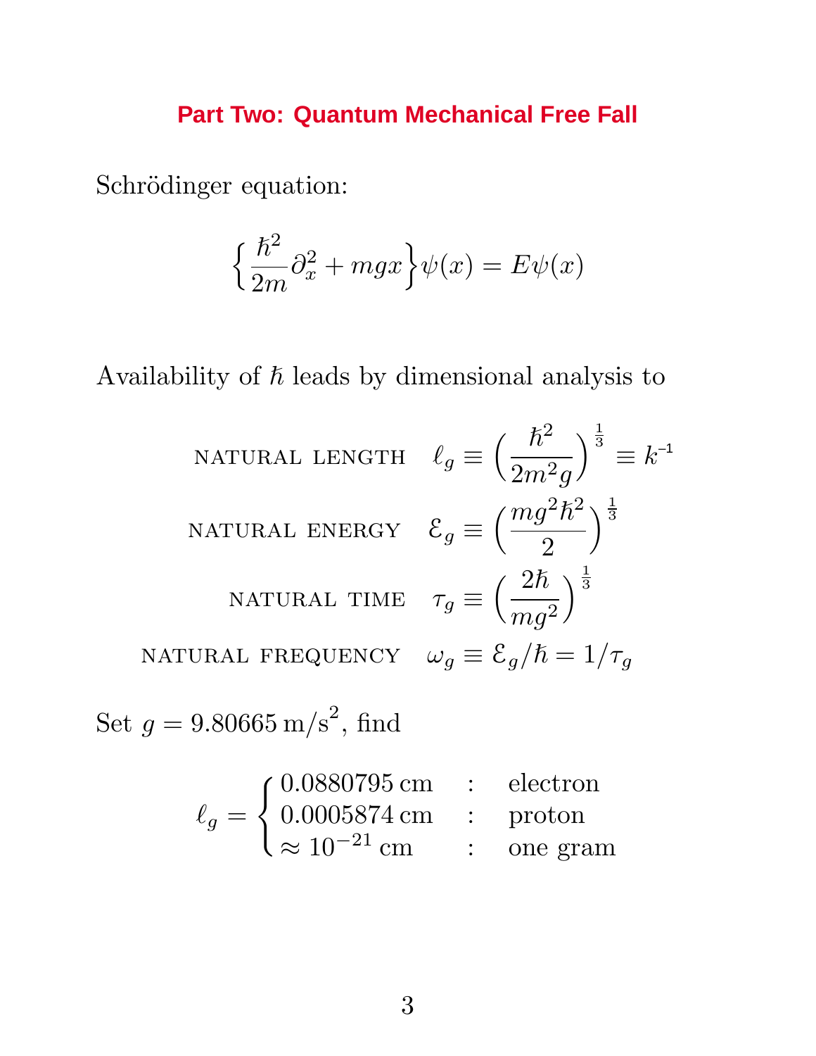## Part Two: Quantum Mechanical Free Fall

Schrödinger equation:

$$\Big\{\frac{\hbar^2}{2m}\partial_x^2 + mgx\Big\}\psi(x) = E\psi(x)$$

Availability of $\hbar$ leads by dimensional analysis to

$$\begin{aligned}
\text{NATURAL LENGTH} \quad & \ell_g \equiv \Big(\frac{\hbar^2}{2m^2 g}\Big)^{\frac{1}{3}} \equiv k^{-1} \\
\text{NATURAL ENERGY} \quad & \mathcal{E}_g \equiv \Big(\frac{mg^2\hbar^2}{2}\Big)^{\frac{1}{3}} \\
\text{NATURAL TIME} \quad & \tau_g \equiv \Big(\frac{2\hbar}{mg^2}\Big)^{\frac{1}{3}} \\
\text{NATURAL FREQUENCY} \quad & \omega_g \equiv \mathcal{E}_g/\hbar = 1/\tau_g
\end{aligned}$$

Set $g = 9.80665\,\mathrm{m/s^2}$, find

$$\ell_g = \begin{cases} 0.0880795\,\mathrm{cm} & : \quad \text{electron} \\ 0.0005874\,\mathrm{cm} & : \quad \text{proton} \\ \approx 10^{-21}\,\mathrm{cm} & : \quad \text{one gram} \end{cases}$$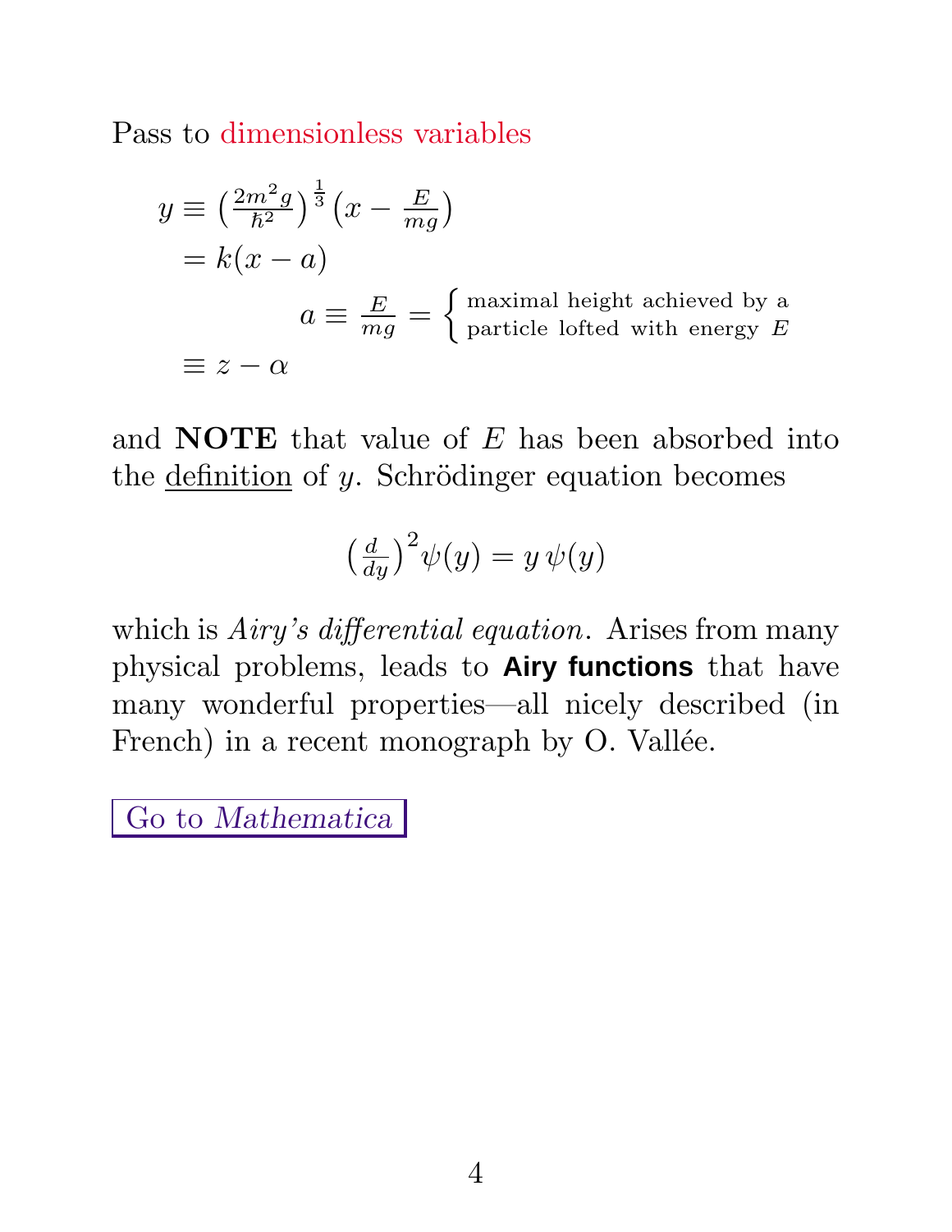Pass to dimensionless variables

$$
\begin{aligned}
y &\equiv \left(\tfrac{2m^2 g}{\hbar^2}\right)^{\frac{1}{3}}\left(x - \tfrac{E}{mg}\right) \\
&= k(x-a) \\
&\qquad\qquad a \equiv \tfrac{E}{mg} = \begin{cases} \text{maximal height achieved by a} \\ \text{particle lofted with energy } E \end{cases} \\
&\equiv z - \alpha
\end{aligned}
$$

and **NOTE** that value of $E$ has been absorbed into the definition of $y$. Schrödinger equation becomes

$$
\left(\tfrac{d}{dy}\right)^2 \psi(y) = y\,\psi(y)
$$

which is *Airy's differential equation*. Arises from many physical problems, leads to **Airy functions** that have many wonderful properties—all nicely described (in French) in a recent monograph by O. Vallée.

Go to *Mathematica*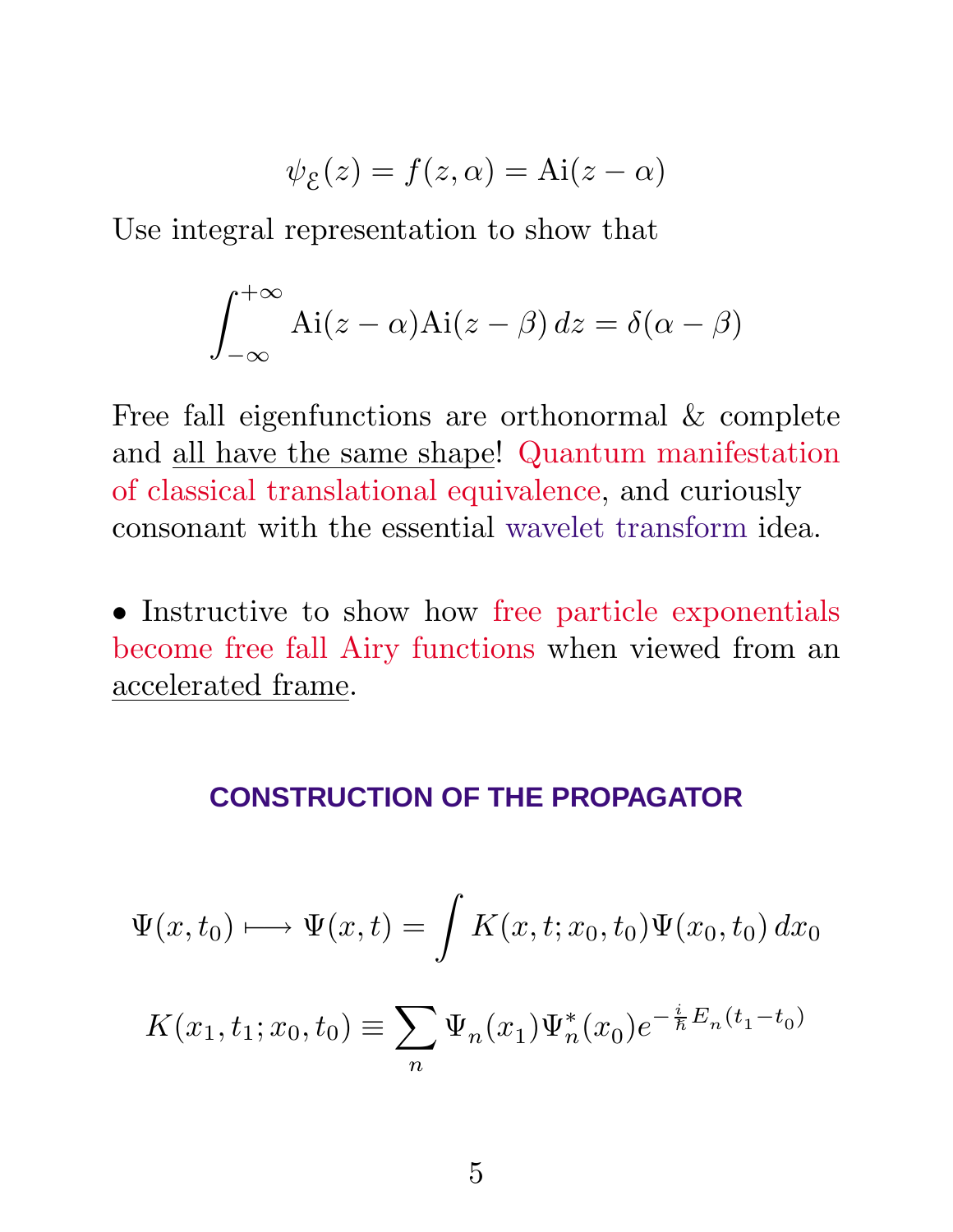$$\psi_{\mathcal{E}}(z) = f(z, \alpha) = \mathrm{Ai}(z - \alpha)$$

Use integral representation to show that

$$\int_{-\infty}^{+\infty} \mathrm{Ai}(z - \alpha)\mathrm{Ai}(z - \beta)\, dz = \delta(\alpha - \beta)$$

Free fall eigenfunctions are orthonormal & complete and all have the same shape! Quantum manifestation of classical translational equivalence, and curiously consonant with the essential wavelet transform idea.

- Instructive to show how free particle exponentials become free fall Airy functions when viewed from an accelerated frame.

## CONSTRUCTION OF THE PROPAGATOR

$$\Psi(x, t_0) \longmapsto \Psi(x, t) = \int K(x, t; x_0, t_0)\Psi(x_0, t_0)\, dx_0$$

$$K(x_1, t_1; x_0, t_0) \equiv \sum_n \Psi_n(x_1)\Psi_n^*(x_0)e^{-\frac{i}{\hbar}E_n(t_1 - t_0)}$$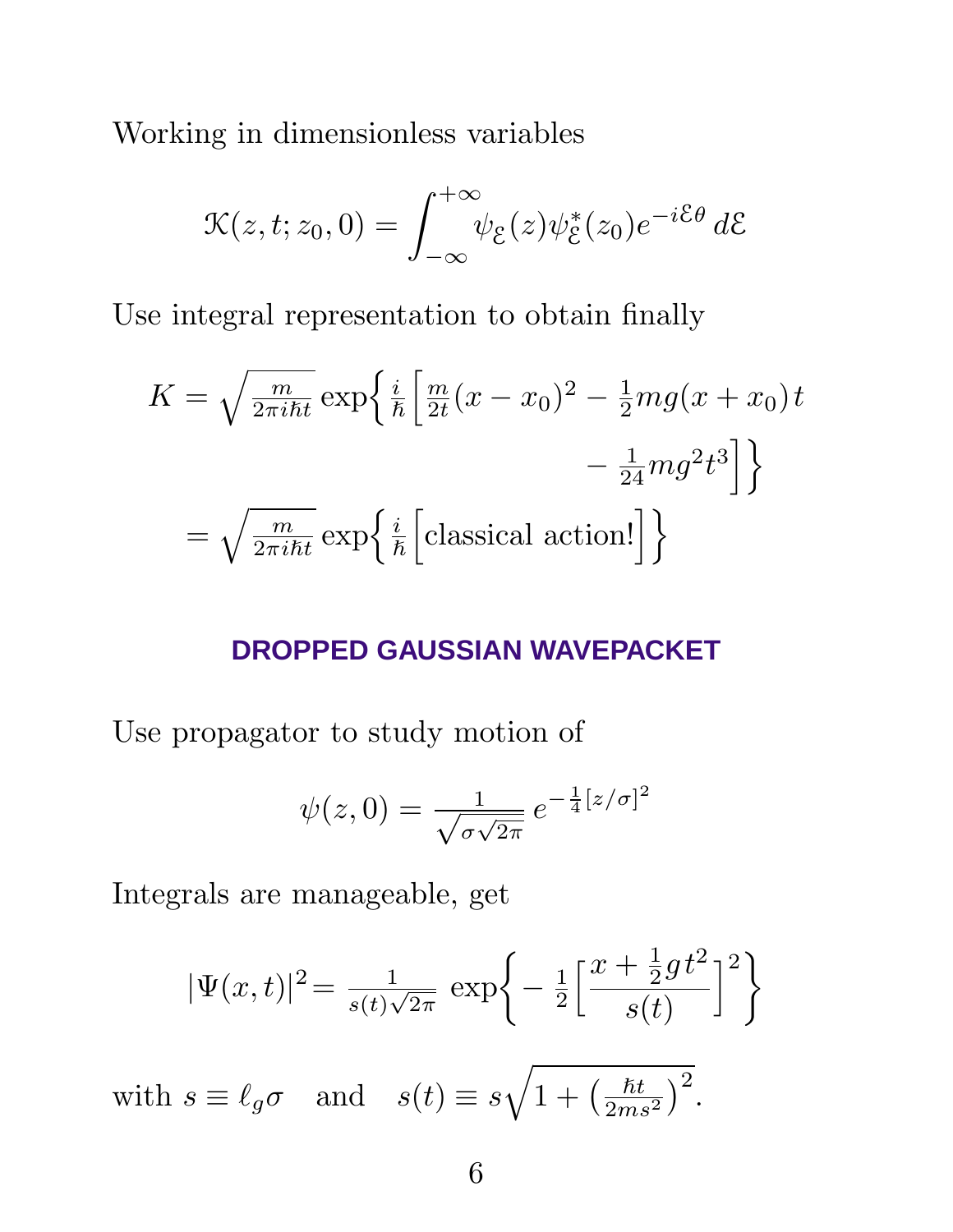Working in dimensionless variables

$$\mathcal{K}(z,t;z_0,0) = \int_{-\infty}^{+\infty} \psi_{\mathcal{E}}(z)\psi^*_{\mathcal{E}}(z_0)e^{-i\mathcal{E}\theta}\,d\mathcal{E}$$

Use integral representation to obtain finally

$$\begin{aligned} K &= \sqrt{\tfrac{m}{2\pi i\hbar t}}\exp\Big\{\tfrac{i}{\hbar}\Big[\tfrac{m}{2t}(x-x_0)^2 - \tfrac{1}{2}mg(x+x_0)\,t \\ &\qquad\qquad\qquad\qquad - \tfrac{1}{24}mg^2t^3\Big]\Big\} \\ &= \sqrt{\tfrac{m}{2\pi i\hbar t}}\exp\Big\{\tfrac{i}{\hbar}\Big[\text{classical action!}\Big]\Big\} \end{aligned}$$

## DROPPED GAUSSIAN WAVEPACKET

Use propagator to study motion of

$$\psi(z,0) = \tfrac{1}{\sqrt{\sigma\sqrt{2\pi}}}\,e^{-\frac{1}{4}[z/\sigma]^2}$$

Integrals are manageable, get

$$|\Psi(x,t)|^2 = \tfrac{1}{s(t)\sqrt{2\pi}}\,\exp\Big\{-\tfrac{1}{2}\Big[\frac{x+\frac{1}{2}gt^2}{s(t)}\Big]^2\Big\}$$

with $s \equiv \ell_g\sigma$ and $s(t) \equiv s\sqrt{1+\big(\tfrac{\hbar t}{2ms^2}\big)^2}$.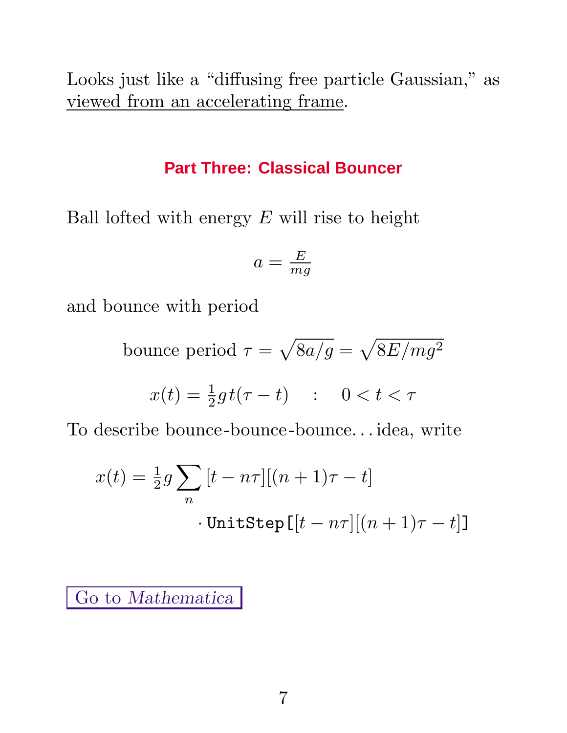Looks just like a "diffusing free particle Gaussian," as viewed from an accelerating frame.

## Part Three: Classical Bouncer

Ball lofted with energy $E$ will rise to height

$$a = \frac{E}{mg}$$

and bounce with period

$$\text{bounce period } \tau = \sqrt{8a/g} = \sqrt{8E/mg^2}$$

$$x(t) = \tfrac{1}{2}g\,t(\tau - t) \quad : \quad 0 < t < \tau$$

To describe bounce-bounce-bounce... idea, write

$$x(t) = \tfrac{1}{2}g \sum_n [t - n\tau][(n+1)\tau - t] \cdot \texttt{UnitStep[}[t - n\tau][(n+1)\tau - t]\texttt{]}$$

Go to *Mathematica*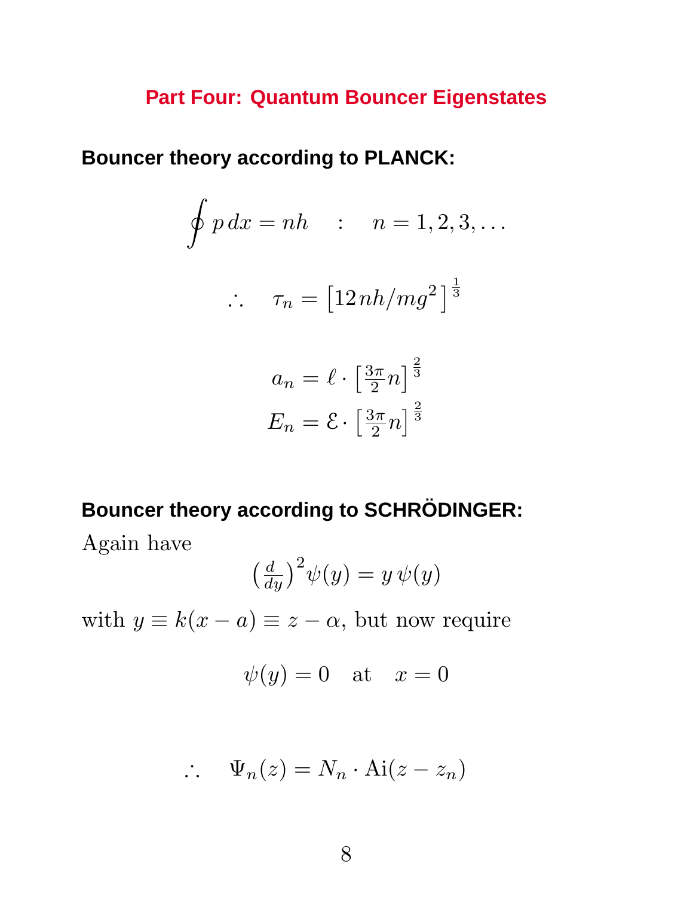## Part Four: Quantum Bouncer Eigenstates

### Bouncer theory according to PLANCK:

$$\oint p\,dx = nh \quad : \quad n = 1, 2, 3, \ldots$$

$$\therefore \quad \tau_n = \left[12nh/mg^2\right]^{\frac{1}{3}}$$

$$a_n = \ell \cdot \left[\tfrac{3\pi}{2}n\right]^{\frac{2}{3}}$$

$$E_n = \mathcal{E} \cdot \left[\tfrac{3\pi}{2}n\right]^{\frac{2}{3}}$$

### Bouncer theory according to SCHRÖDINGER:

Again have

$$\left(\tfrac{d}{dy}\right)^2\psi(y) = y\,\psi(y)$$

with $y \equiv k(x-a) \equiv z - \alpha$, but now require

$$\psi(y) = 0 \quad \text{at} \quad x = 0$$

$$\therefore \quad \Psi_n(z) = N_n \cdot \text{Ai}(z - z_n)$$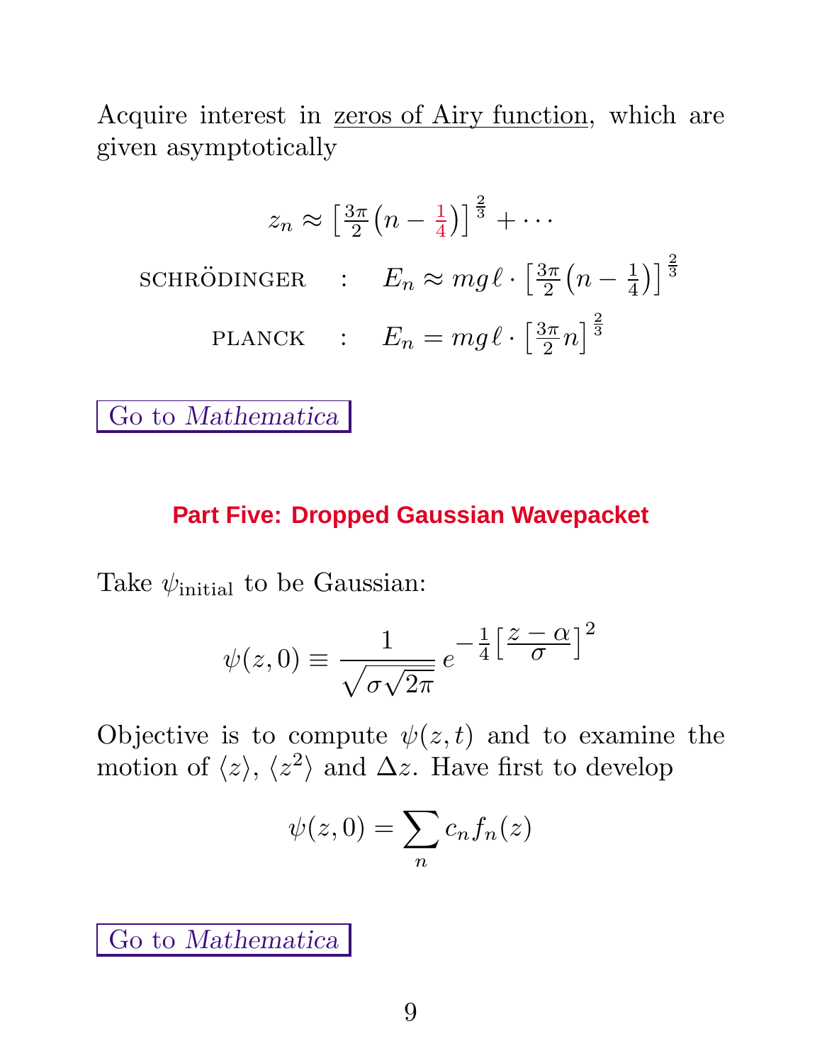Acquire interest in zeros of Airy function, which are given asymptotically

$$z_n \approx \left[\tfrac{3\pi}{2}\left(n - \tfrac{1}{4}\right)\right]^{\frac{2}{3}} + \cdots$$

$$\text{SCHRÖDINGER} \quad : \quad E_n \approx mg\ell \cdot \left[\tfrac{3\pi}{2}\left(n - \tfrac{1}{4}\right)\right]^{\frac{2}{3}}$$

$$\text{PLANCK} \quad : \quad E_n = mg\ell \cdot \left[\tfrac{3\pi}{2}n\right]^{\frac{2}{3}}$$

Go to *Mathematica*

## Part Five: Dropped Gaussian Wavepacket

Take $\psi_{\text{initial}}$ to be Gaussian:

$$\psi(z,0) \equiv \frac{1}{\sqrt{\sigma\sqrt{2\pi}}}\, e^{-\frac{1}{4}\left[\frac{z-\alpha}{\sigma}\right]^2}$$

Objective is to compute $\psi(z,t)$ and to examine the motion of $\langle z\rangle$, $\langle z^2\rangle$ and $\Delta z$. Have first to develop

$$\psi(z,0) = \sum_n c_n f_n(z)$$

Go to *Mathematica*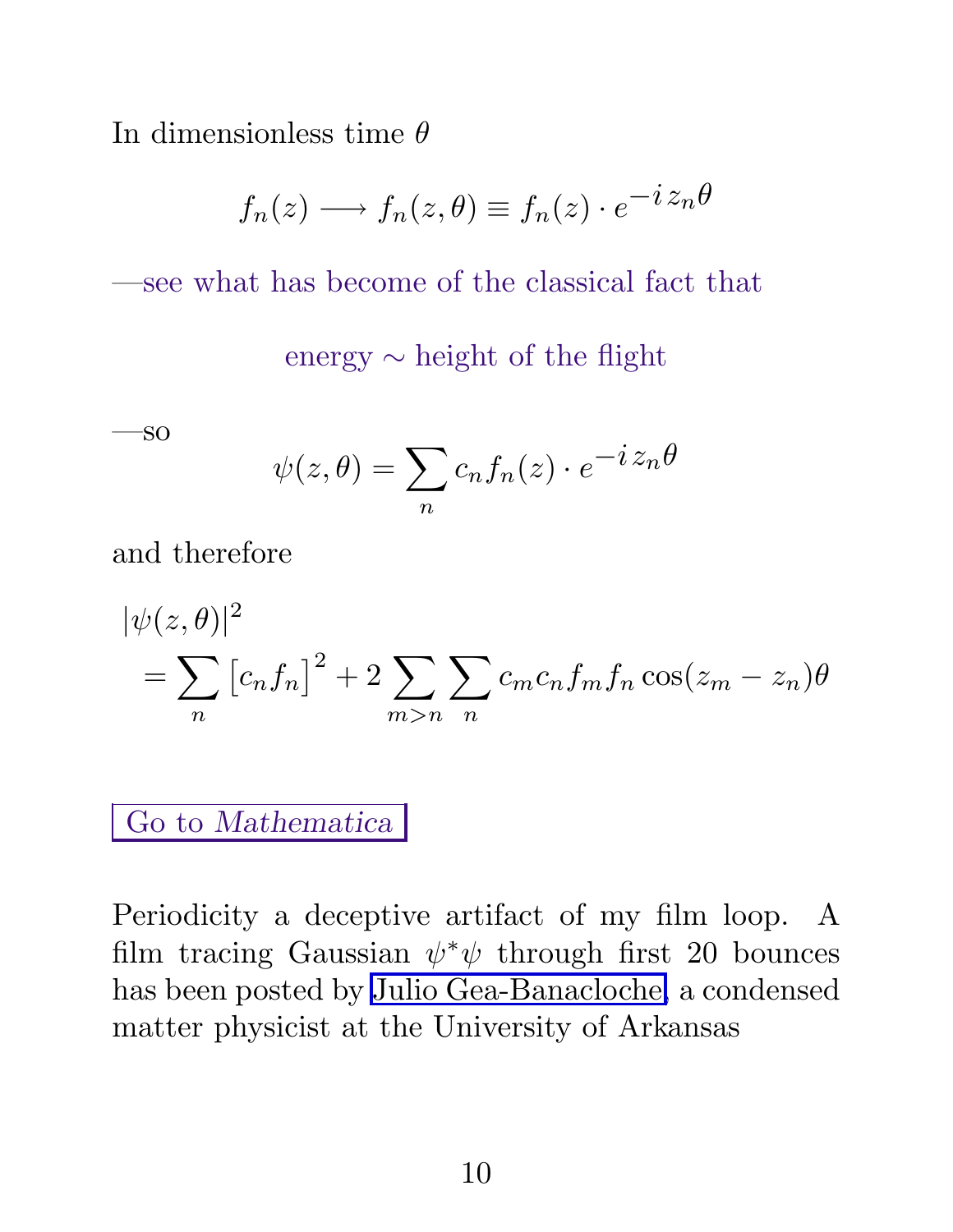In dimensionless time $\theta$

$$f_n(z) \longrightarrow f_n(z,\theta) \equiv f_n(z)\cdot e^{-i\,z_n\theta}$$

—see what has become of the classical fact that

energy $\sim$ height of the flight

—so

$$\psi(z,\theta) = \sum_n c_n f_n(z)\cdot e^{-i\,z_n\theta}$$

and therefore

$$
\begin{aligned}
&|\psi(z,\theta)|^2 \\
&\quad = \sum_n \big[c_n f_n\big]^2 + 2\sum_{m>n}\sum_n c_m c_n f_m f_n \cos(z_m - z_n)\theta
\end{aligned}
$$

Go to *Mathematica*

Periodicity a deceptive artifact of my film loop. A film tracing Gaussian $\psi^*\psi$ through first 20 bounces has been posted by Julio Gea-Banacloche, a condensed matter physicist at the University of Arkansas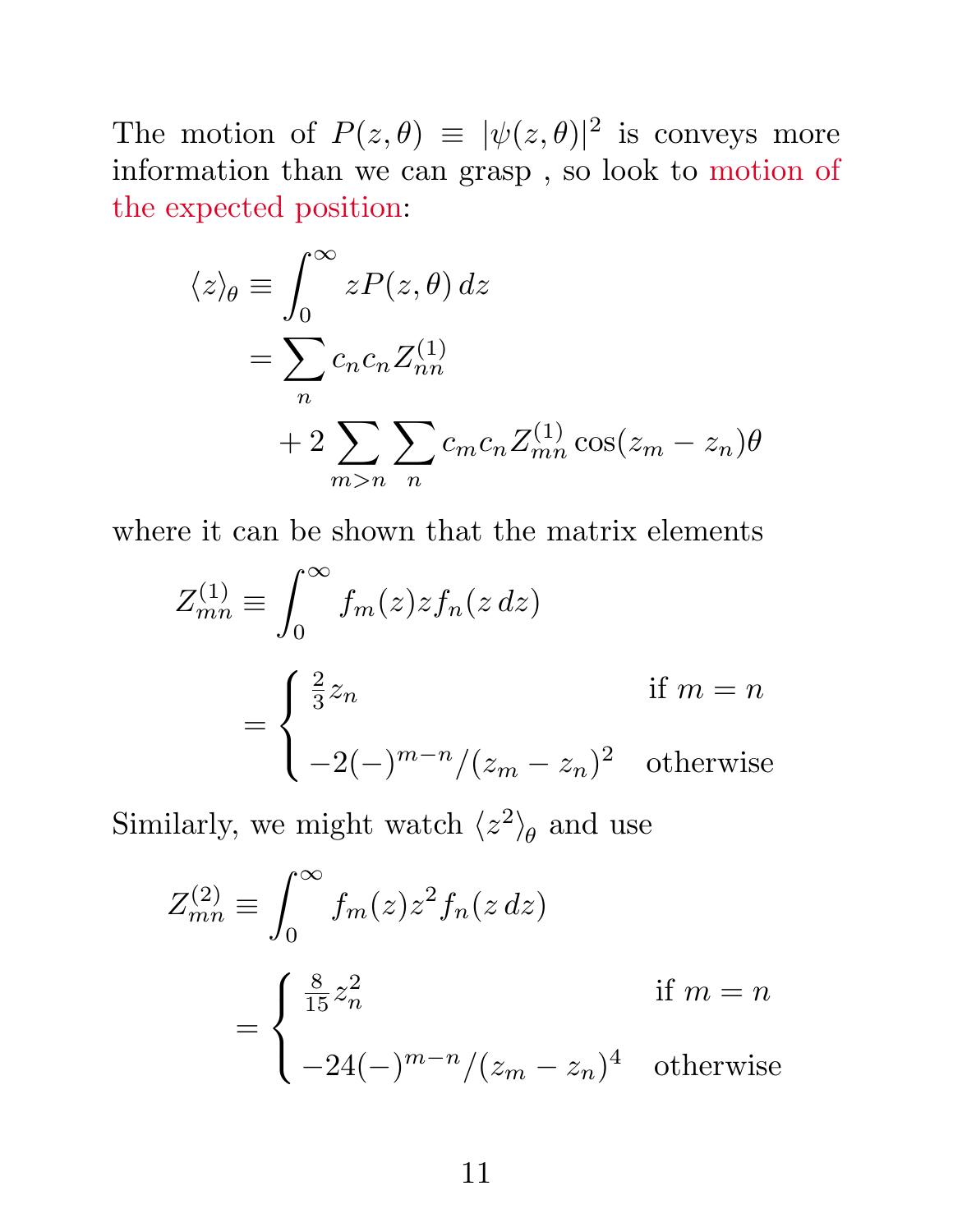The motion of $P(z,\theta) \equiv |\psi(z,\theta)|^2$ is conveys more information than we can grasp , so look to motion of the expected position:

$$
\begin{aligned}
\langle z \rangle_\theta &\equiv \int_0^\infty z P(z,\theta)\, dz \\
&= \sum_n c_n c_n Z^{(1)}_{nn} \\
&\quad + 2 \sum_{m>n} \sum_n c_m c_n Z^{(1)}_{mn} \cos(z_m - z_n)\theta
\end{aligned}
$$

where it can be shown that the matrix elements

$$
\begin{aligned}
Z^{(1)}_{mn} &\equiv \int_0^\infty f_m(z) z f_n(z\, dz) \\
&= \begin{cases} \frac{2}{3} z_n & \text{if } m = n \\ \\ -2(-)^{m-n}/(z_m - z_n)^2 & \text{otherwise} \end{cases}
\end{aligned}
$$

Similarly, we might watch $\langle z^2 \rangle_\theta$ and use

$$
\begin{aligned}
Z^{(2)}_{mn} &\equiv \int_0^\infty f_m(z) z^2 f_n(z\, dz) \\
&= \begin{cases} \frac{8}{15} z_n^2 & \text{if } m = n \\ \\ -24(-)^{m-n}/(z_m - z_n)^4 & \text{otherwise} \end{cases}
\end{aligned}
$$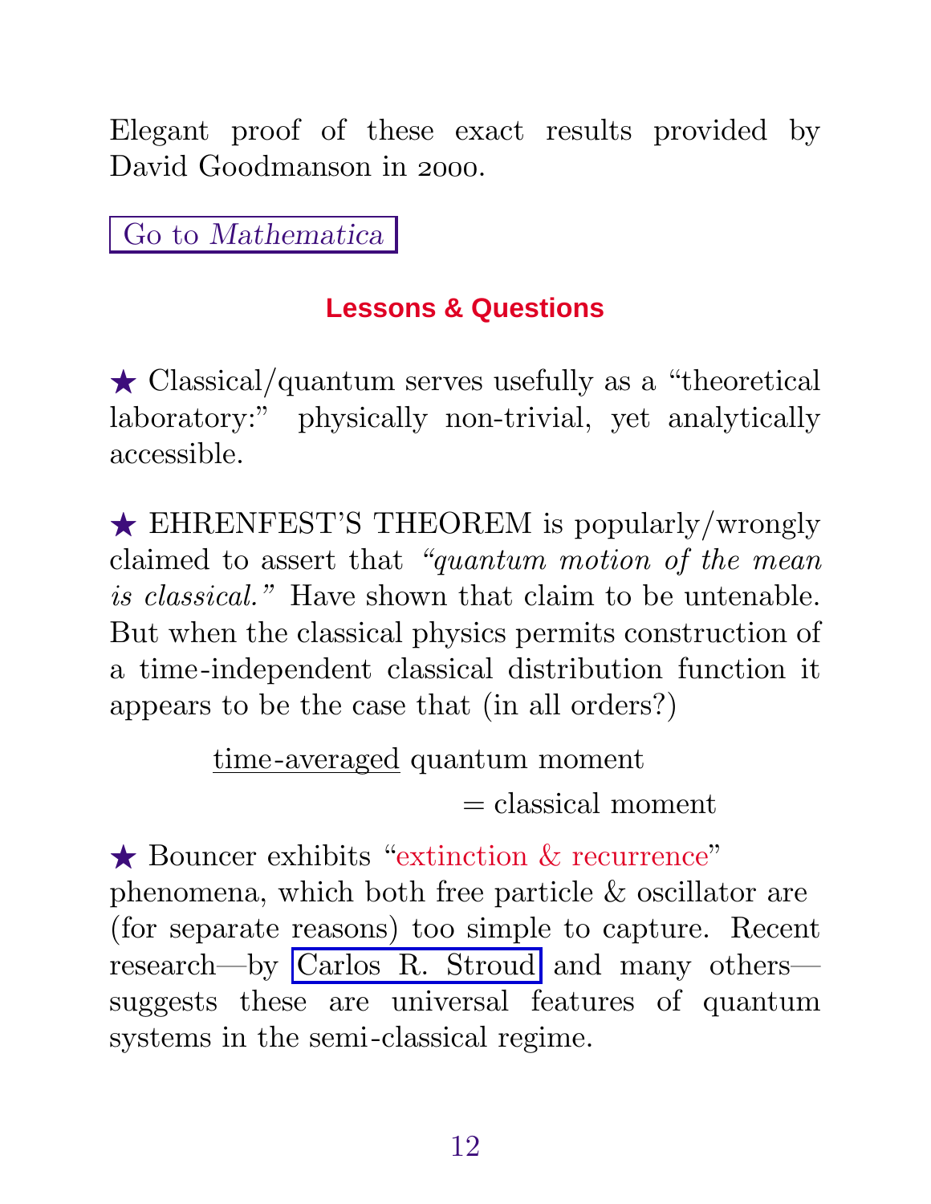Elegant proof of these exact results provided by David Goodmanson in 2000.

Go to *Mathematica*

## Lessons & Questions

★ Classical/quantum serves usefully as a "theoretical laboratory:" physically non-trivial, yet analytically accessible.

★ EHRENFEST'S THEOREM is popularly/wrongly claimed to assert that *"quantum motion of the mean is classical."* Have shown that claim to be untenable. But when the classical physics permits construction of a time-independent classical distribution function it appears to be the case that (in all orders?)

<u>time-averaged</u> quantum moment

= classical moment

★ Bouncer exhibits "extinction & recurrence" phenomena, which both free particle & oscillator are (for separate reasons) too simple to capture. Recent research—by Carlos R. Stroud and many others—suggests these are universal features of quantum systems in the semi-classical regime.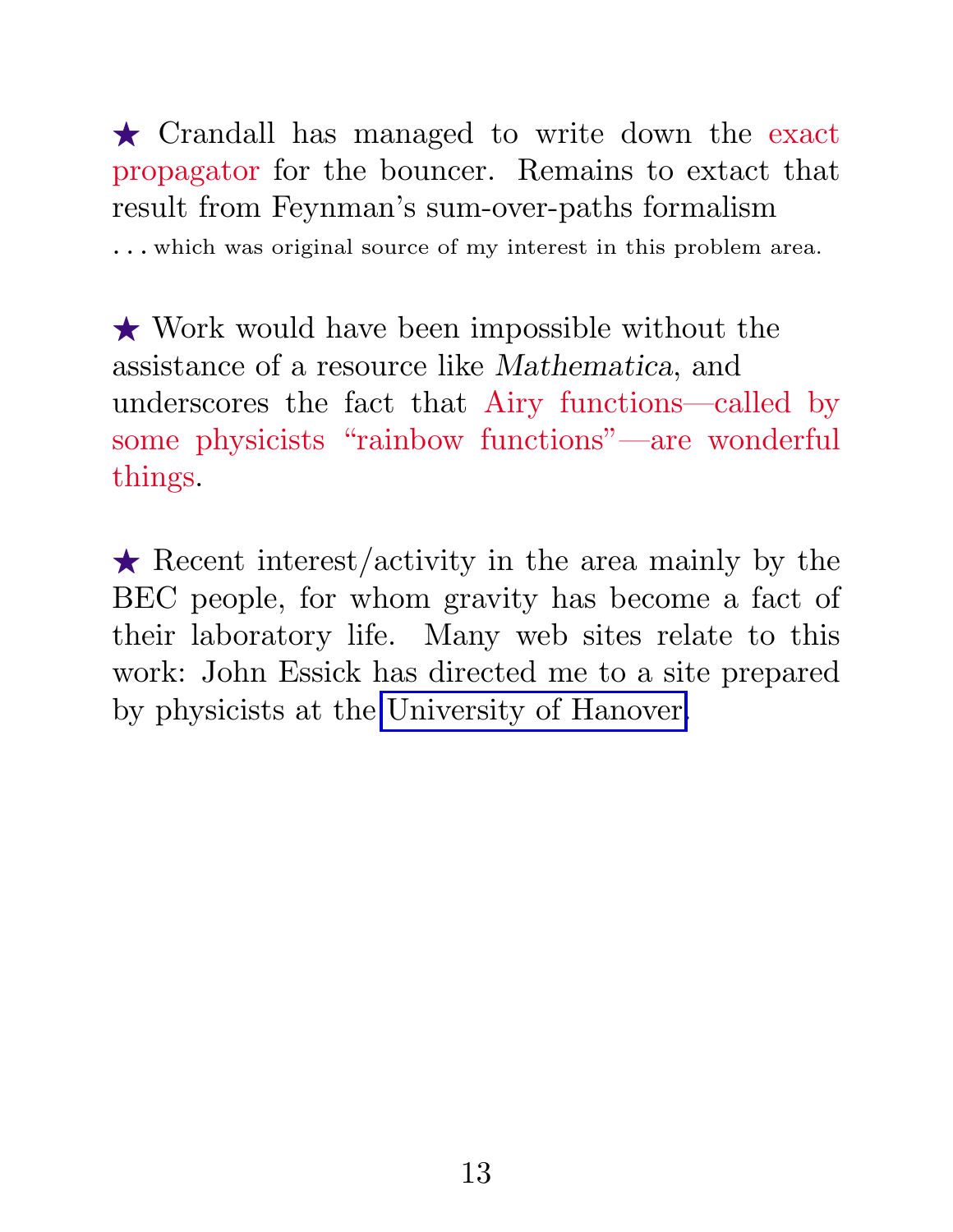★ Crandall has managed to write down the exact propagator for the bouncer. Remains to extact that result from Feynman's sum-over-paths formalism

. . . which was original source of my interest in this problem area.

★ Work would have been impossible without the assistance of a resource like *Mathematica*, and underscores the fact that Airy functions—called by some physicists "rainbow functions"—are wonderful things.

★ Recent interest/activity in the area mainly by the BEC people, for whom gravity has become a fact of their laboratory life. Many web sites relate to this work: John Essick has directed me to a site prepared by physicists at the University of Hanover.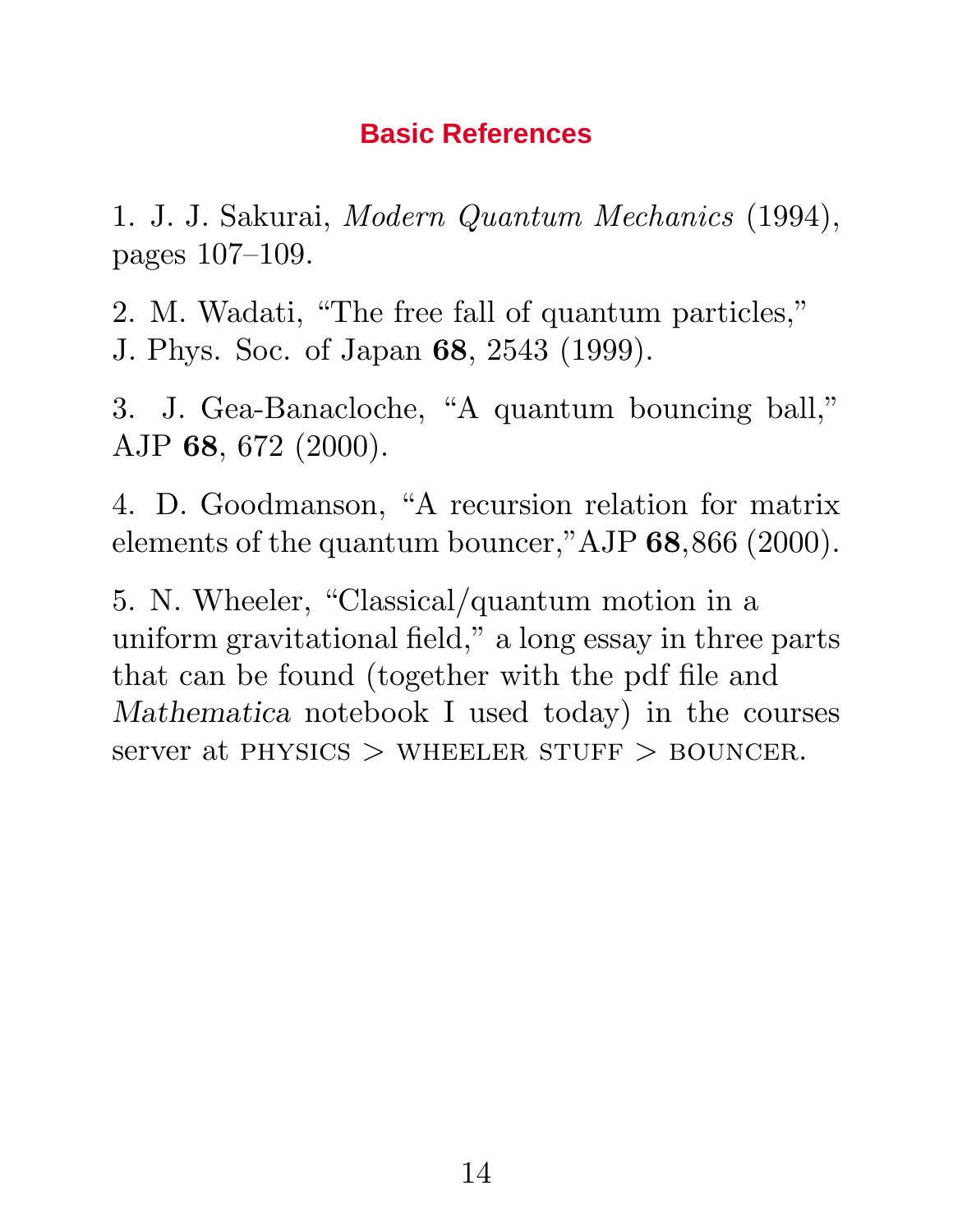## Basic References

1. J. J. Sakurai, *Modern Quantum Mechanics* (1994), pages 107–109.

2. M. Wadati, "The free fall of quantum particles," J. Phys. Soc. of Japan **68**, 2543 (1999).

3. J. Gea-Banacloche, "A quantum bouncing ball," AJP **68**, 672 (2000).

4. D. Goodmanson, "A recursion relation for matrix elements of the quantum bouncer,"AJP **68**,866 (2000).

5. N. Wheeler, "Classical/quantum motion in a uniform gravitational field," a long essay in three parts that can be found (together with the pdf file and *Mathematica* notebook I used today) in the courses server at PHYSICS > WHEELER STUFF > BOUNCER.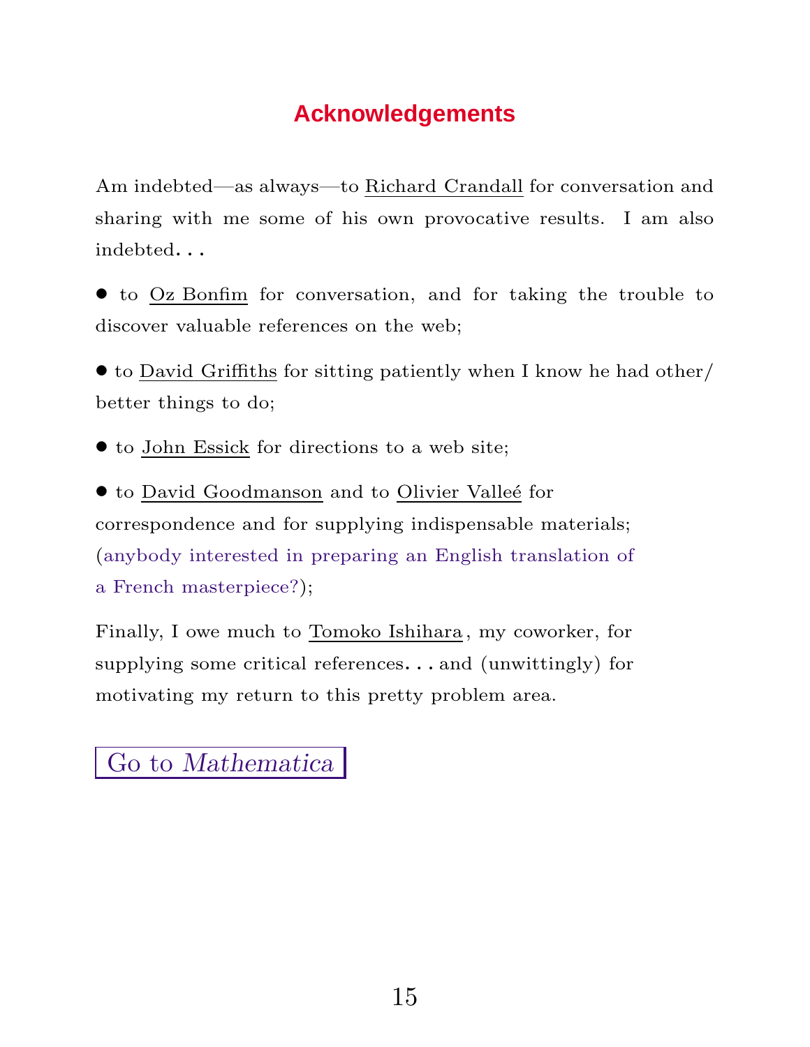# Acknowledgements

Am indebted—as always—to Richard Crandall for conversation and sharing with me some of his own provocative results. I am also indebted. . .

- to Oz Bonfim for conversation, and for taking the trouble to discover valuable references on the web;

- to David Griffiths for sitting patiently when I know he had other/better things to do;

- to John Essick for directions to a web site;

- to David Goodmanson and to Olivier Valleé for correspondence and for supplying indispensable materials; (anybody interested in preparing an English translation of a French masterpiece?);

Finally, I owe much to Tomoko Ishihara, my coworker, for supplying some critical references. . . and (unwittingly) for motivating my return to this pretty problem area.

Go to *Mathematica*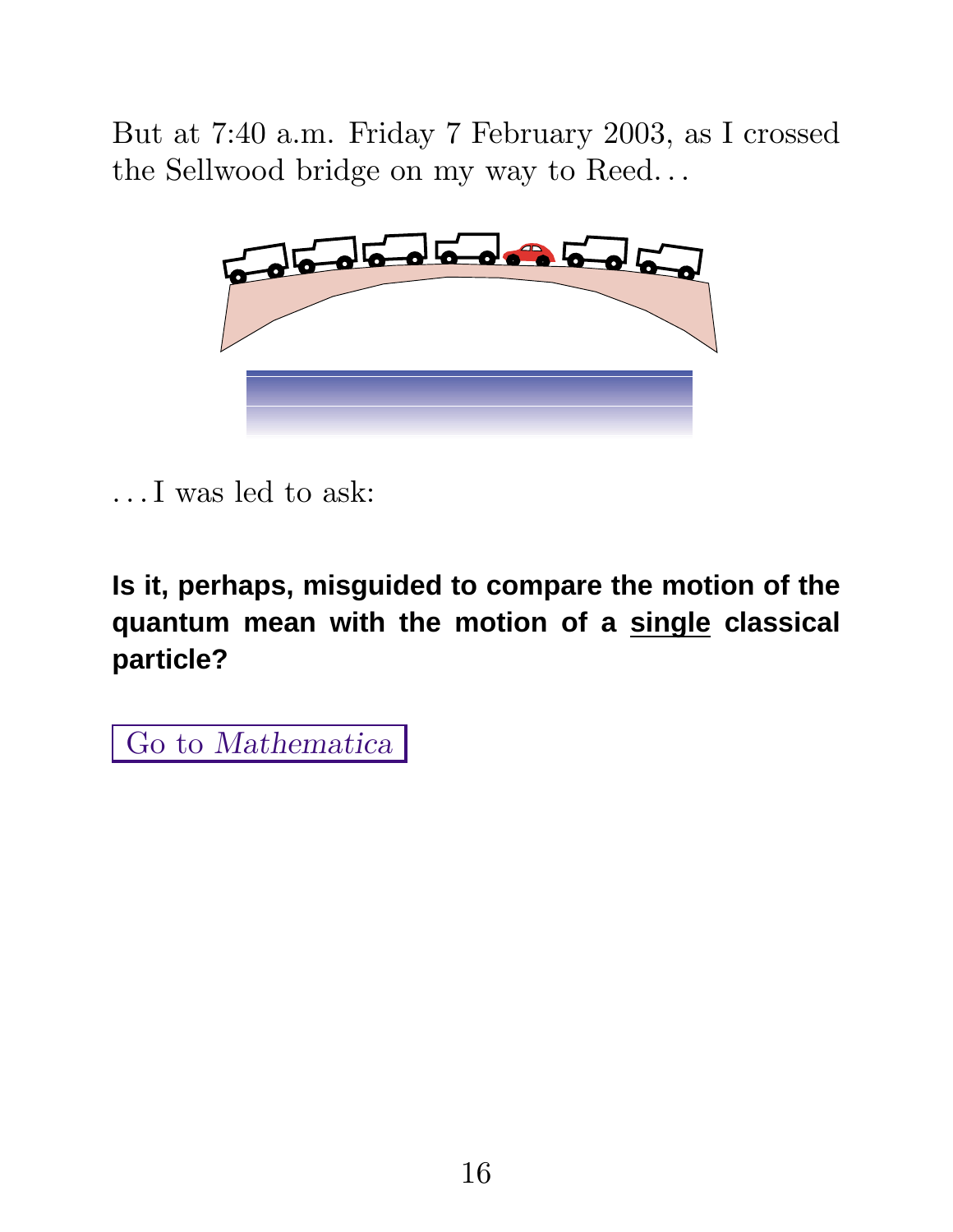But at 7:40 a.m. Friday 7 February 2003, as I crossed the Sellwood bridge on my way to Reed…

…I was led to ask:

**Is it, perhaps, misguided to compare the motion of the quantum mean with the motion of a <u>single</u> classical particle?**

Go to *Mathematica*